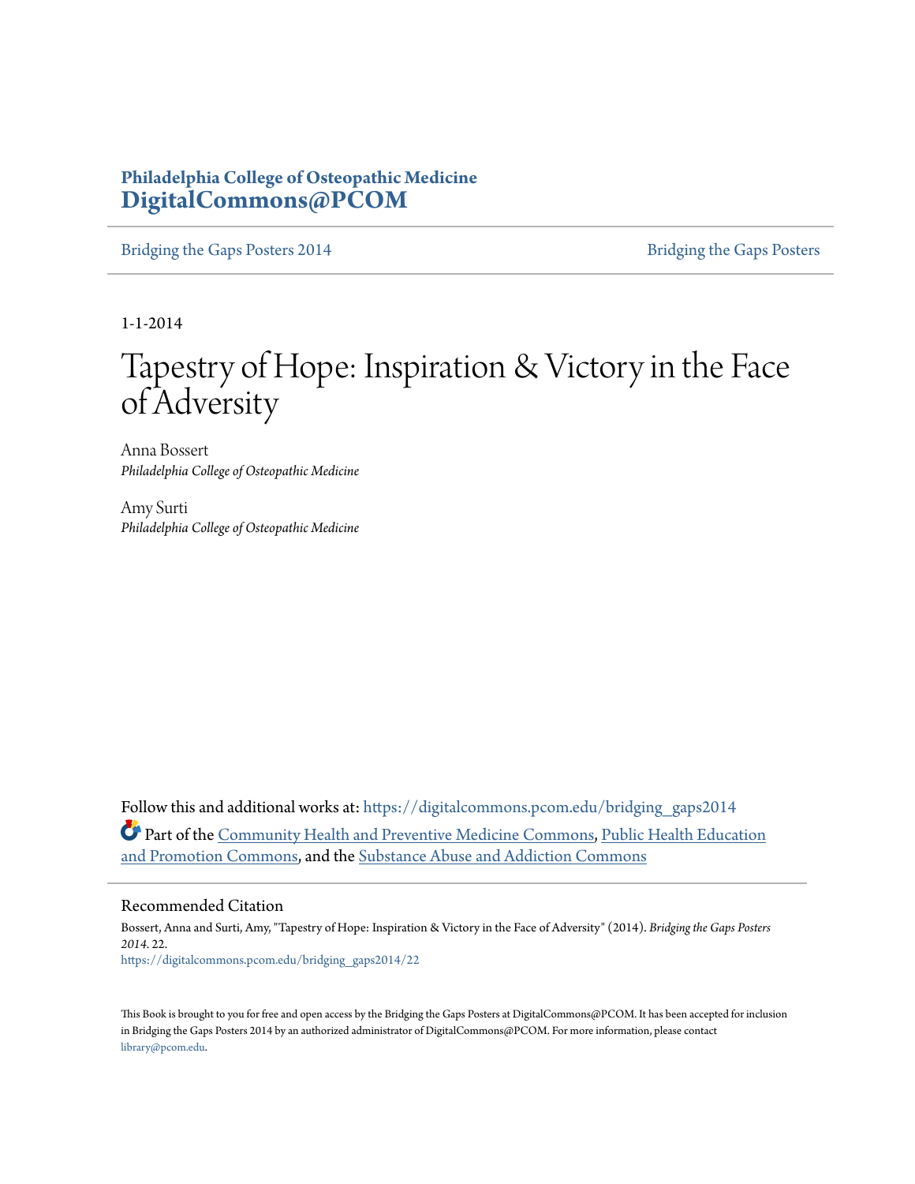**Philadelphia College of Osteopathic Medicine**
**DigitalCommons@PCOM**

Bridging the Gaps Posters 2014 | Bridging the Gaps Posters

1-1-2014

# Tapestry of Hope: Inspiration & Victory in the Face of Adversity

Anna Bossert
*Philadelphia College of Osteopathic Medicine*

Amy Surti
*Philadelphia College of Osteopathic Medicine*

Follow this and additional works at: https://digitalcommons.pcom.edu/bridging_gaps2014

Part of the Community Health and Preventive Medicine Commons, Public Health Education and Promotion Commons, and the Substance Abuse and Addiction Commons

## Recommended Citation

Bossert, Anna and Surti, Amy, "Tapestry of Hope: Inspiration & Victory in the Face of Adversity" (2014). *Bridging the Gaps Posters 2014*. 22.
https://digitalcommons.pcom.edu/bridging_gaps2014/22

This Book is brought to you for free and open access by the Bridging the Gaps Posters at DigitalCommons@PCOM. It has been accepted for inclusion in Bridging the Gaps Posters 2014 by an authorized administrator of DigitalCommons@PCOM. For more information, please contact library@pcom.edu.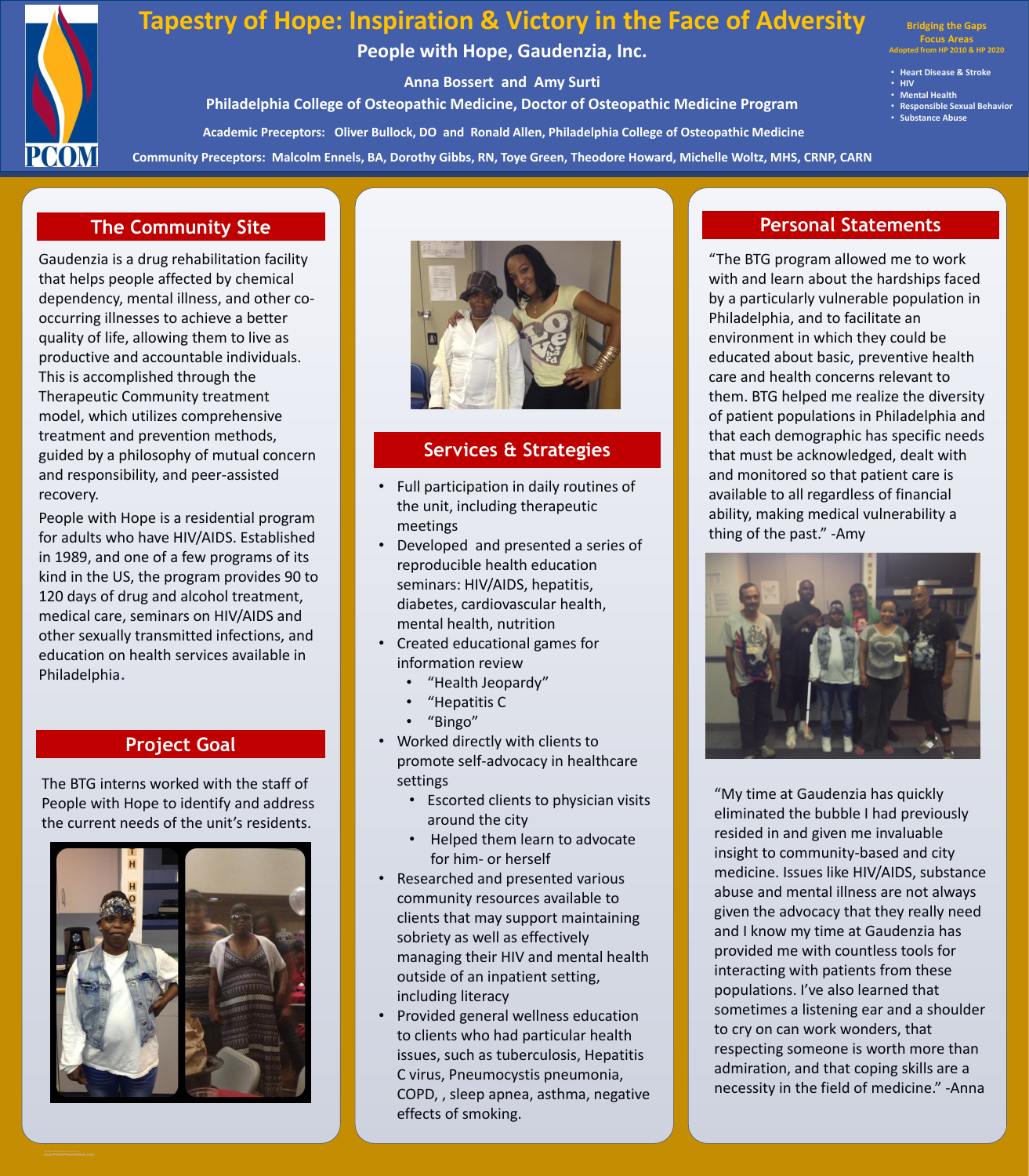# Tapestry of Hope: Inspiration & Victory in the Face of Adversity

**People with Hope, Gaudenzia, Inc.**

**Anna Bossert and Amy Surti**

**Philadelphia College of Osteopathic Medicine, Doctor of Osteopathic Medicine Program**

**Academic Preceptors: Oliver Bullock, DO and Ronald Allen, Philadelphia College of Osteopathic Medicine**

**Community Preceptors: Malcolm Ennels, BA, Dorothy Gibbs, RN, Toye Green, Theodore Howard, Michelle Woltz, MHS, CRNP, CARN**

**Bridging the Gaps Focus Areas**
Adopted from HP 2010 & HP 2020

- Heart Disease & Stroke
- HIV
- Mental Health
- Responsible Sexual Behavior
- Substance Abuse

## The Community Site

Gaudenzia is a drug rehabilitation facility that helps people affected by chemical dependency, mental illness, and other co-occurring illnesses to achieve a better quality of life, allowing them to live as productive and accountable individuals. This is accomplished through the Therapeutic Community treatment model, which utilizes comprehensive treatment and prevention methods, guided by a philosophy of mutual concern and responsibility, and peer-assisted recovery.

People with Hope is a residential program for adults who have HIV/AIDS. Established in 1989, and one of a few programs of its kind in the US, the program provides 90 to 120 days of drug and alcohol treatment, medical care, seminars on HIV/AIDS and other sexually transmitted infections, and education on health services available in Philadelphia.

## Project Goal

The BTG interns worked with the staff of People with Hope to identify and address the current needs of the unit's residents.

## Services & Strategies

- Full participation in daily routines of the unit, including therapeutic meetings
- Developed and presented a series of reproducible health education seminars: HIV/AIDS, hepatitis, diabetes, cardiovascular health, mental health, nutrition
- Created educational games for information review
  - "Health Jeopardy"
  - "Hepatitis C
  - "Bingo"
- Worked directly with clients to promote self-advocacy in healthcare settings
  - Escorted clients to physician visits around the city
  - Helped them learn to advocate for him- or herself
- Researched and presented various community resources available to clients that may support maintaining sobriety as well as effectively managing their HIV and mental health outside of an inpatient setting, including literacy
- Provided general wellness education to clients who had particular health issues, such as tuberculosis, Hepatitis C virus, Pneumocystis pneumonia, COPD, , sleep apnea, asthma, negative effects of smoking.

## Personal Statements

"The BTG program allowed me to work with and learn about the hardships faced by a particularly vulnerable population in Philadelphia, and to facilitate an environment in which they could be educated about basic, preventive health care and health concerns relevant to them. BTG helped me realize the diversity of patient populations in Philadelphia and that each demographic has specific needs that must be acknowledged, dealt with and monitored so that patient care is available to all regardless of financial ability, making medical vulnerability a thing of the past." -Amy

"My time at Gaudenzia has quickly eliminated the bubble I had previously resided in and given me invaluable insight to community-based and city medicine. Issues like HIV/AIDS, substance abuse and mental illness are not always given the advocacy that they really need and I know my time at Gaudenzia has provided me with countless tools for interacting with patients from these populations. I've also learned that sometimes a listening ear and a shoulder to cry on can work wonders, that respecting someone is worth more than admiration, and that coping skills are a necessity in the field of medicine." -Anna